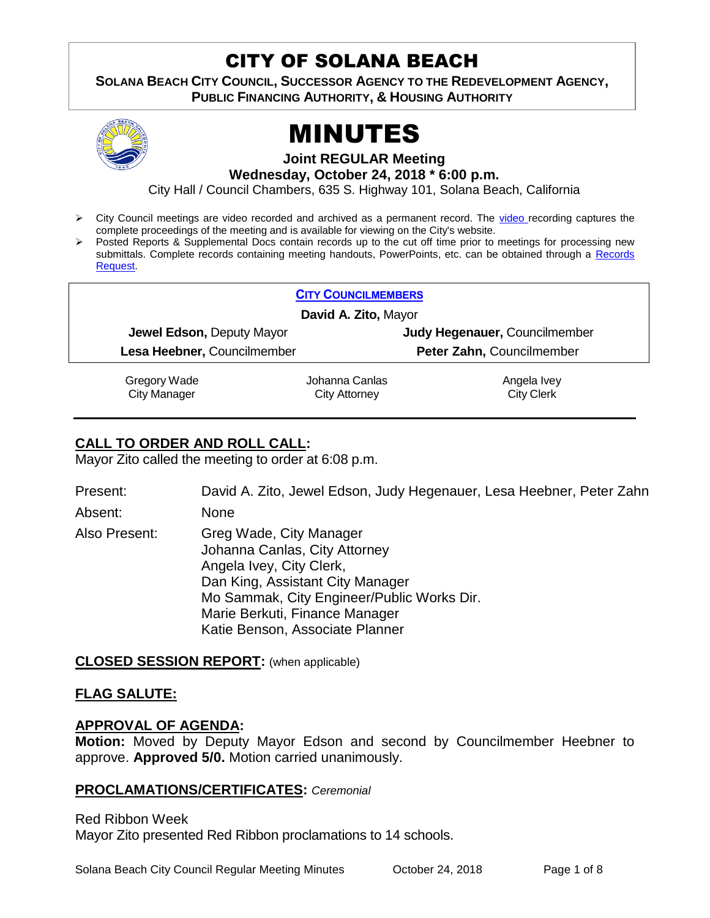# CITY OF SOLANA BEACH

**SOLANA BEACH CITY COUNCIL, SUCCESSOR AGENCY TO THE REDEVELOPMENT AGENCY, PUBLIC FINANCING AUTHORITY, & HOUSING AUTHORITY**

# MINUTES

**Joint REGULAR Meeting**
**Wednesday, October 24, 2018 * 6:00 p.m.**

City Hall / Council Chambers, 635 S. Highway 101, Solana Beach, California

- City Council meetings are video recorded and archived as a permanent record. The video recording captures the complete proceedings of the meeting and is available for viewing on the City's website.
- Posted Reports & Supplemental Docs contain records up to the cut off time prior to meetings for processing new submittals. Complete records containing meeting handouts, PowerPoints, etc. can be obtained through a Records Request.

**CITY COUNCILMEMBERS**

**David A. Zito,** Mayor

| | |
|---|---|
| **Jewel Edson,** Deputy Mayor | **Judy Hegenauer,** Councilmember |
| **Lesa Heebner,** Councilmember | **Peter Zahn,** Councilmember |

| | | |
|---|---|---|
| Gregory Wade<br>City Manager | Johanna Canlas<br>City Attorney | Angela Ivey<br>City Clerk |

## CALL TO ORDER AND ROLL CALL:

Mayor Zito called the meeting to order at 6:08 p.m.

Present: David A. Zito, Jewel Edson, Judy Hegenauer, Lesa Heebner, Peter Zahn

Absent: None

Also Present: Greg Wade, City Manager
Johanna Canlas, City Attorney
Angela Ivey, City Clerk,
Dan King, Assistant City Manager
Mo Sammak, City Engineer/Public Works Dir.
Marie Berkuti, Finance Manager
Katie Benson, Associate Planner

## CLOSED SESSION REPORT: (when applicable)

## FLAG SALUTE:

## APPROVAL OF AGENDA:

**Motion:** Moved by Deputy Mayor Edson and second by Councilmember Heebner to approve. **Approved 5/0.** Motion carried unanimously.

## PROCLAMATIONS/CERTIFICATES: *Ceremonial*

Red Ribbon Week
Mayor Zito presented Red Ribbon proclamations to 14 schools.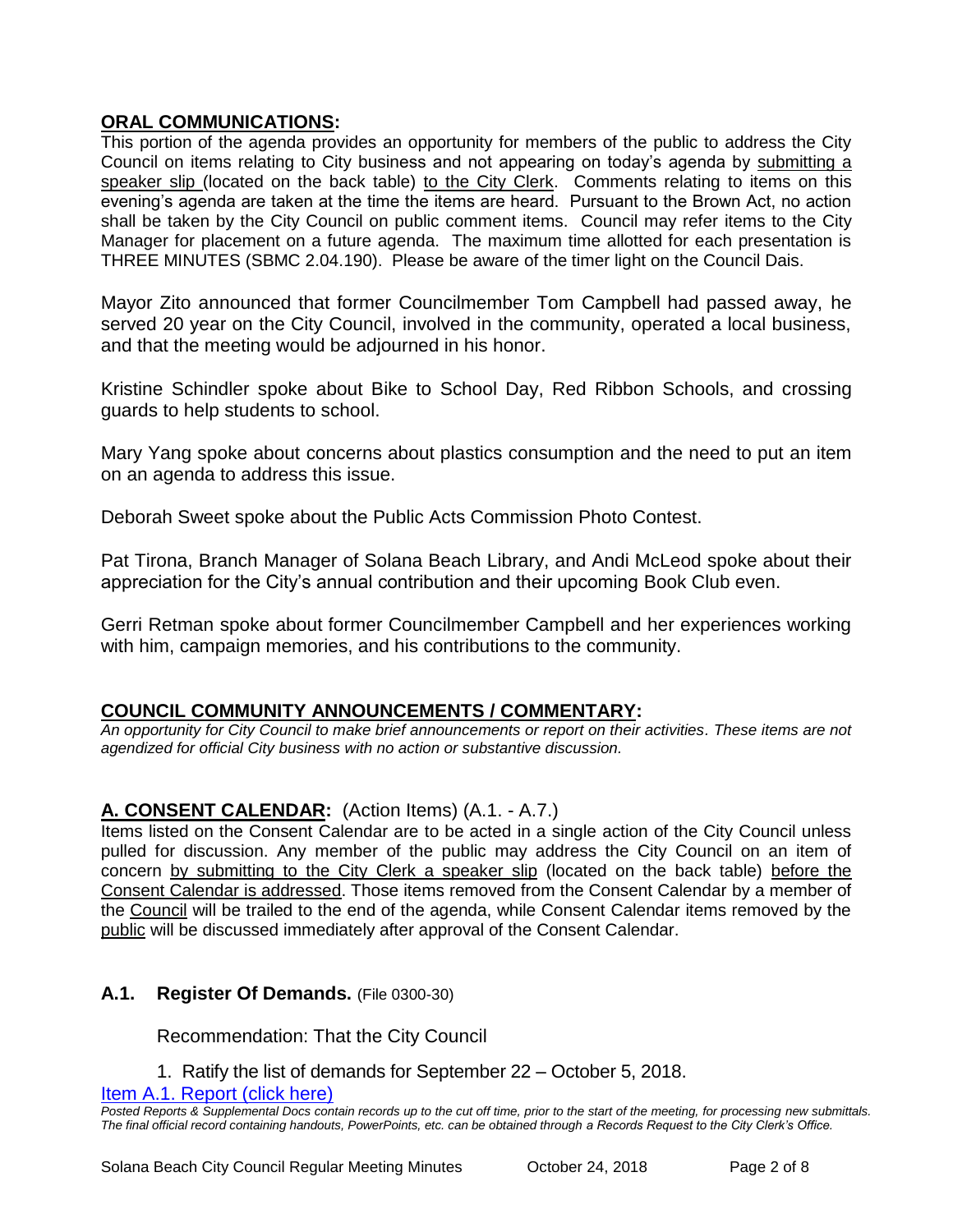## ORAL COMMUNICATIONS:

This portion of the agenda provides an opportunity for members of the public to address the City Council on items relating to City business and not appearing on today's agenda by submitting a speaker slip (located on the back table) to the City Clerk. Comments relating to items on this evening's agenda are taken at the time the items are heard. Pursuant to the Brown Act, no action shall be taken by the City Council on public comment items. Council may refer items to the City Manager for placement on a future agenda. The maximum time allotted for each presentation is THREE MINUTES (SBMC 2.04.190). Please be aware of the timer light on the Council Dais.

Mayor Zito announced that former Councilmember Tom Campbell had passed away, he served 20 year on the City Council, involved in the community, operated a local business, and that the meeting would be adjourned in his honor.

Kristine Schindler spoke about Bike to School Day, Red Ribbon Schools, and crossing guards to help students to school.

Mary Yang spoke about concerns about plastics consumption and the need to put an item on an agenda to address this issue.

Deborah Sweet spoke about the Public Acts Commission Photo Contest.

Pat Tirona, Branch Manager of Solana Beach Library, and Andi McLeod spoke about their appreciation for the City's annual contribution and their upcoming Book Club even.

Gerri Retman spoke about former Councilmember Campbell and her experiences working with him, campaign memories, and his contributions to the community.

## COUNCIL COMMUNITY ANNOUNCEMENTS / COMMENTARY:

*An opportunity for City Council to make brief announcements or report on their activities. These items are not agendized for official City business with no action or substantive discussion.*

## A. CONSENT CALENDAR: (Action Items) (A.1. - A.7.)

Items listed on the Consent Calendar are to be acted in a single action of the City Council unless pulled for discussion. Any member of the public may address the City Council on an item of concern by submitting to the City Clerk a speaker slip (located on the back table) before the Consent Calendar is addressed. Those items removed from the Consent Calendar by a member of the Council will be trailed to the end of the agenda, while Consent Calendar items removed by the public will be discussed immediately after approval of the Consent Calendar.

### A.1. Register Of Demands. (File 0300-30)

Recommendation: That the City Council

1. Ratify the list of demands for September 22 – October 5, 2018.

Item A.1. Report (click here)

*Posted Reports & Supplemental Docs contain records up to the cut off time, prior to the start of the meeting, for processing new submittals. The final official record containing handouts, PowerPoints, etc. can be obtained through a Records Request to the City Clerk's Office.*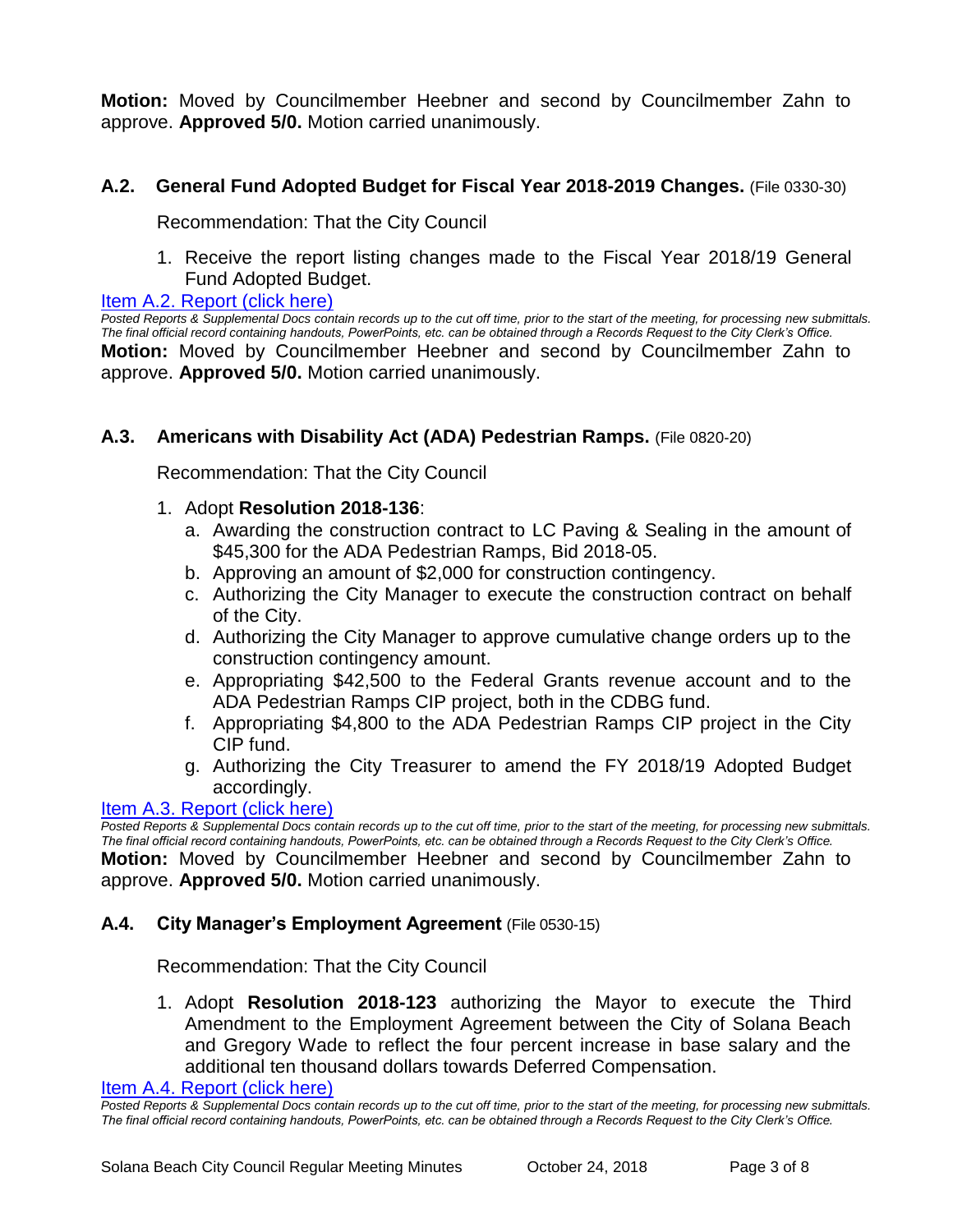**Motion:** Moved by Councilmember Heebner and second by Councilmember Zahn to approve. **Approved 5/0.** Motion carried unanimously.

### A.2. General Fund Adopted Budget for Fiscal Year 2018-2019 Changes. (File 0330-30)

Recommendation: That the City Council

1. Receive the report listing changes made to the Fiscal Year 2018/19 General Fund Adopted Budget.

Item A.2. Report (click here)

*Posted Reports & Supplemental Docs contain records up to the cut off time, prior to the start of the meeting, for processing new submittals. The final official record containing handouts, PowerPoints, etc. can be obtained through a Records Request to the City Clerk's Office.*

**Motion:** Moved by Councilmember Heebner and second by Councilmember Zahn to approve. **Approved 5/0.** Motion carried unanimously.

### A.3. Americans with Disability Act (ADA) Pedestrian Ramps. (File 0820-20)

Recommendation: That the City Council

1. Adopt **Resolution 2018-136**:
   a. Awarding the construction contract to LC Paving & Sealing in the amount of $45,300 for the ADA Pedestrian Ramps, Bid 2018-05.
   b. Approving an amount of $2,000 for construction contingency.
   c. Authorizing the City Manager to execute the construction contract on behalf of the City.
   d. Authorizing the City Manager to approve cumulative change orders up to the construction contingency amount.
   e. Appropriating $42,500 to the Federal Grants revenue account and to the ADA Pedestrian Ramps CIP project, both in the CDBG fund.
   f. Appropriating $4,800 to the ADA Pedestrian Ramps CIP project in the City CIP fund.
   g. Authorizing the City Treasurer to amend the FY 2018/19 Adopted Budget accordingly.

Item A.3. Report (click here)

*Posted Reports & Supplemental Docs contain records up to the cut off time, prior to the start of the meeting, for processing new submittals. The final official record containing handouts, PowerPoints, etc. can be obtained through a Records Request to the City Clerk's Office.*

**Motion:** Moved by Councilmember Heebner and second by Councilmember Zahn to approve. **Approved 5/0.** Motion carried unanimously.

### A.4. City Manager's Employment Agreement (File 0530-15)

Recommendation: That the City Council

1. Adopt **Resolution 2018-123** authorizing the Mayor to execute the Third Amendment to the Employment Agreement between the City of Solana Beach and Gregory Wade to reflect the four percent increase in base salary and the additional ten thousand dollars towards Deferred Compensation.

Item A.4. Report (click here)

*Posted Reports & Supplemental Docs contain records up to the cut off time, prior to the start of the meeting, for processing new submittals. The final official record containing handouts, PowerPoints, etc. can be obtained through a Records Request to the City Clerk's Office.*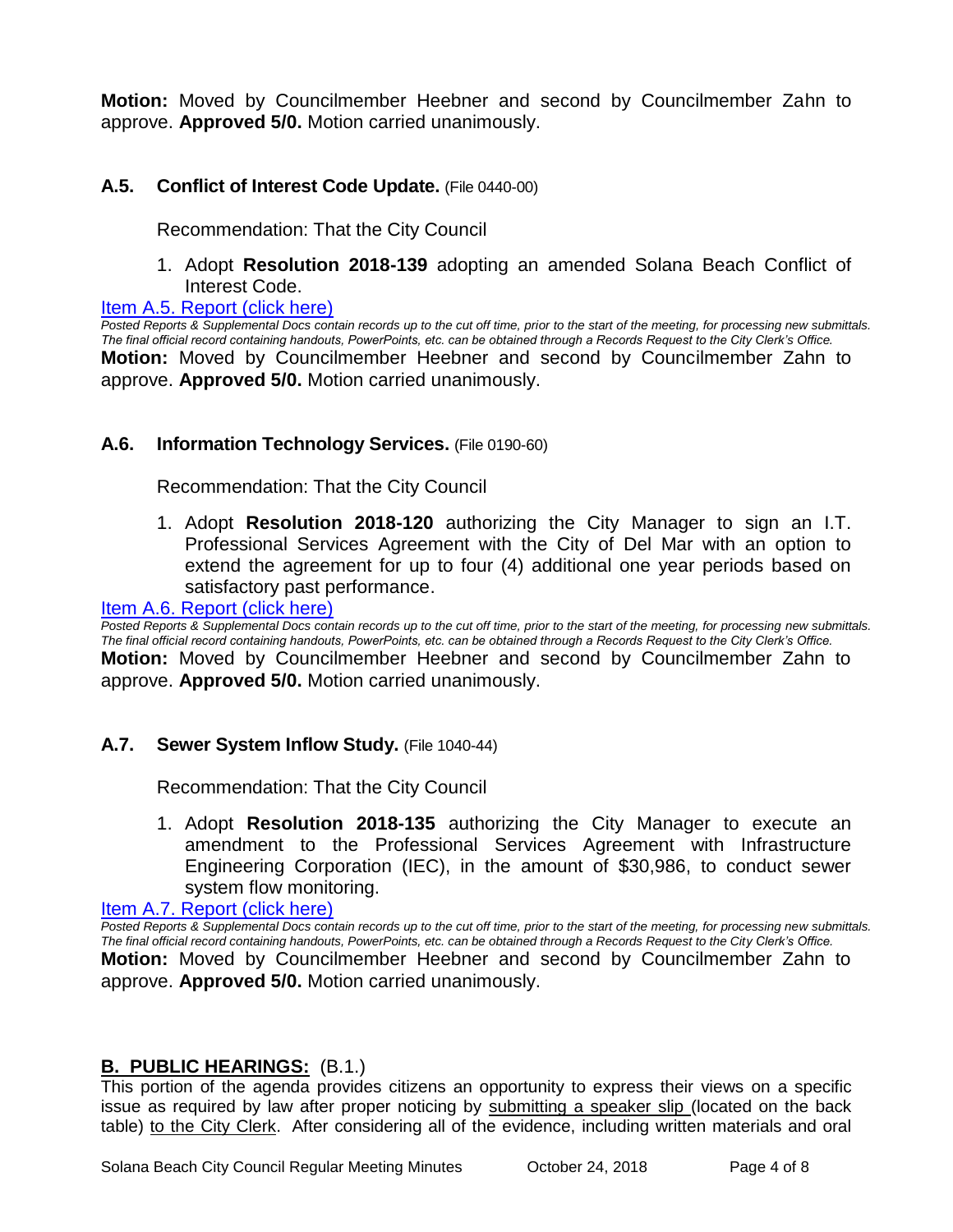**Motion:** Moved by Councilmember Heebner and second by Councilmember Zahn to approve. **Approved 5/0.** Motion carried unanimously.

### A.5. Conflict of Interest Code Update. (File 0440-00)

Recommendation: That the City Council

1. Adopt **Resolution 2018-139** adopting an amended Solana Beach Conflict of Interest Code.

[Item A.5. Report (click here)]

*Posted Reports & Supplemental Docs contain records up to the cut off time, prior to the start of the meeting, for processing new submittals. The final official record containing handouts, PowerPoints, etc. can be obtained through a Records Request to the City Clerk's Office.*

**Motion:** Moved by Councilmember Heebner and second by Councilmember Zahn to approve. **Approved 5/0.** Motion carried unanimously.

### A.6. Information Technology Services. (File 0190-60)

Recommendation: That the City Council

1. Adopt **Resolution 2018-120** authorizing the City Manager to sign an I.T. Professional Services Agreement with the City of Del Mar with an option to extend the agreement for up to four (4) additional one year periods based on satisfactory past performance.

[Item A.6. Report (click here)]

*Posted Reports & Supplemental Docs contain records up to the cut off time, prior to the start of the meeting, for processing new submittals. The final official record containing handouts, PowerPoints, etc. can be obtained through a Records Request to the City Clerk's Office.*

**Motion:** Moved by Councilmember Heebner and second by Councilmember Zahn to approve. **Approved 5/0.** Motion carried unanimously.

### A.7. Sewer System Inflow Study. (File 1040-44)

Recommendation: That the City Council

1. Adopt **Resolution 2018-135** authorizing the City Manager to execute an amendment to the Professional Services Agreement with Infrastructure Engineering Corporation (IEC), in the amount of $30,986, to conduct sewer system flow monitoring.

[Item A.7. Report (click here)]

*Posted Reports & Supplemental Docs contain records up to the cut off time, prior to the start of the meeting, for processing new submittals. The final official record containing handouts, PowerPoints, etc. can be obtained through a Records Request to the City Clerk's Office.*

**Motion:** Moved by Councilmember Heebner and second by Councilmember Zahn to approve. **Approved 5/0.** Motion carried unanimously.

## B. PUBLIC HEARINGS: (B.1.)

This portion of the agenda provides citizens an opportunity to express their views on a specific issue as required by law after proper noticing by submitting a speaker slip (located on the back table) to the City Clerk. After considering all of the evidence, including written materials and oral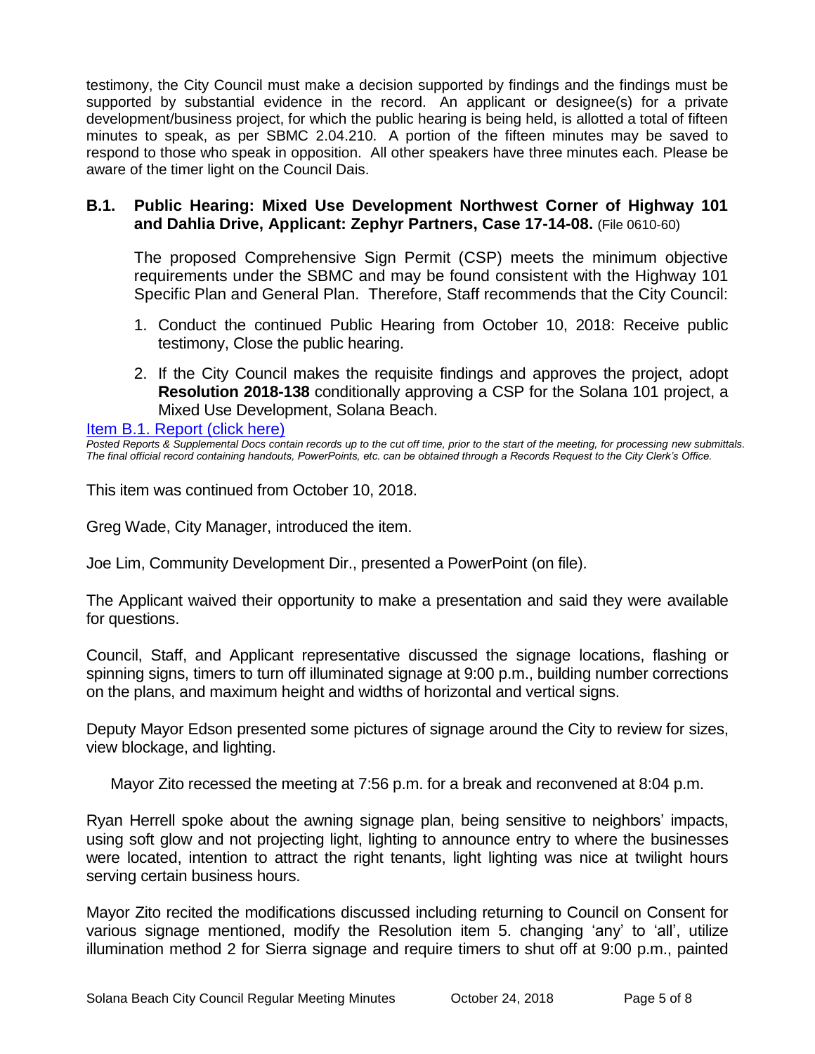testimony, the City Council must make a decision supported by findings and the findings must be supported by substantial evidence in the record. An applicant or designee(s) for a private development/business project, for which the public hearing is being held, is allotted a total of fifteen minutes to speak, as per SBMC 2.04.210. A portion of the fifteen minutes may be saved to respond to those who speak in opposition. All other speakers have three minutes each. Please be aware of the timer light on the Council Dais.

### B.1. Public Hearing: Mixed Use Development Northwest Corner of Highway 101 and Dahlia Drive, Applicant: Zephyr Partners, Case 17-14-08. (File 0610-60)

The proposed Comprehensive Sign Permit (CSP) meets the minimum objective requirements under the SBMC and may be found consistent with the Highway 101 Specific Plan and General Plan. Therefore, Staff recommends that the City Council:

1. Conduct the continued Public Hearing from October 10, 2018: Receive public testimony, Close the public hearing.
2. If the City Council makes the requisite findings and approves the project, adopt **Resolution 2018-138** conditionally approving a CSP for the Solana 101 project, a Mixed Use Development, Solana Beach.

Item B.1. Report (click here)

*Posted Reports & Supplemental Docs contain records up to the cut off time, prior to the start of the meeting, for processing new submittals. The final official record containing handouts, PowerPoints, etc. can be obtained through a Records Request to the City Clerk's Office.*

This item was continued from October 10, 2018.

Greg Wade, City Manager, introduced the item.

Joe Lim, Community Development Dir., presented a PowerPoint (on file).

The Applicant waived their opportunity to make a presentation and said they were available for questions.

Council, Staff, and Applicant representative discussed the signage locations, flashing or spinning signs, timers to turn off illuminated signage at 9:00 p.m., building number corrections on the plans, and maximum height and widths of horizontal and vertical signs.

Deputy Mayor Edson presented some pictures of signage around the City to review for sizes, view blockage, and lighting.

Mayor Zito recessed the meeting at 7:56 p.m. for a break and reconvened at 8:04 p.m.

Ryan Herrell spoke about the awning signage plan, being sensitive to neighbors' impacts, using soft glow and not projecting light, lighting to announce entry to where the businesses were located, intention to attract the right tenants, light lighting was nice at twilight hours serving certain business hours.

Mayor Zito recited the modifications discussed including returning to Council on Consent for various signage mentioned, modify the Resolution item 5. changing 'any' to 'all', utilize illumination method 2 for Sierra signage and require timers to shut off at 9:00 p.m., painted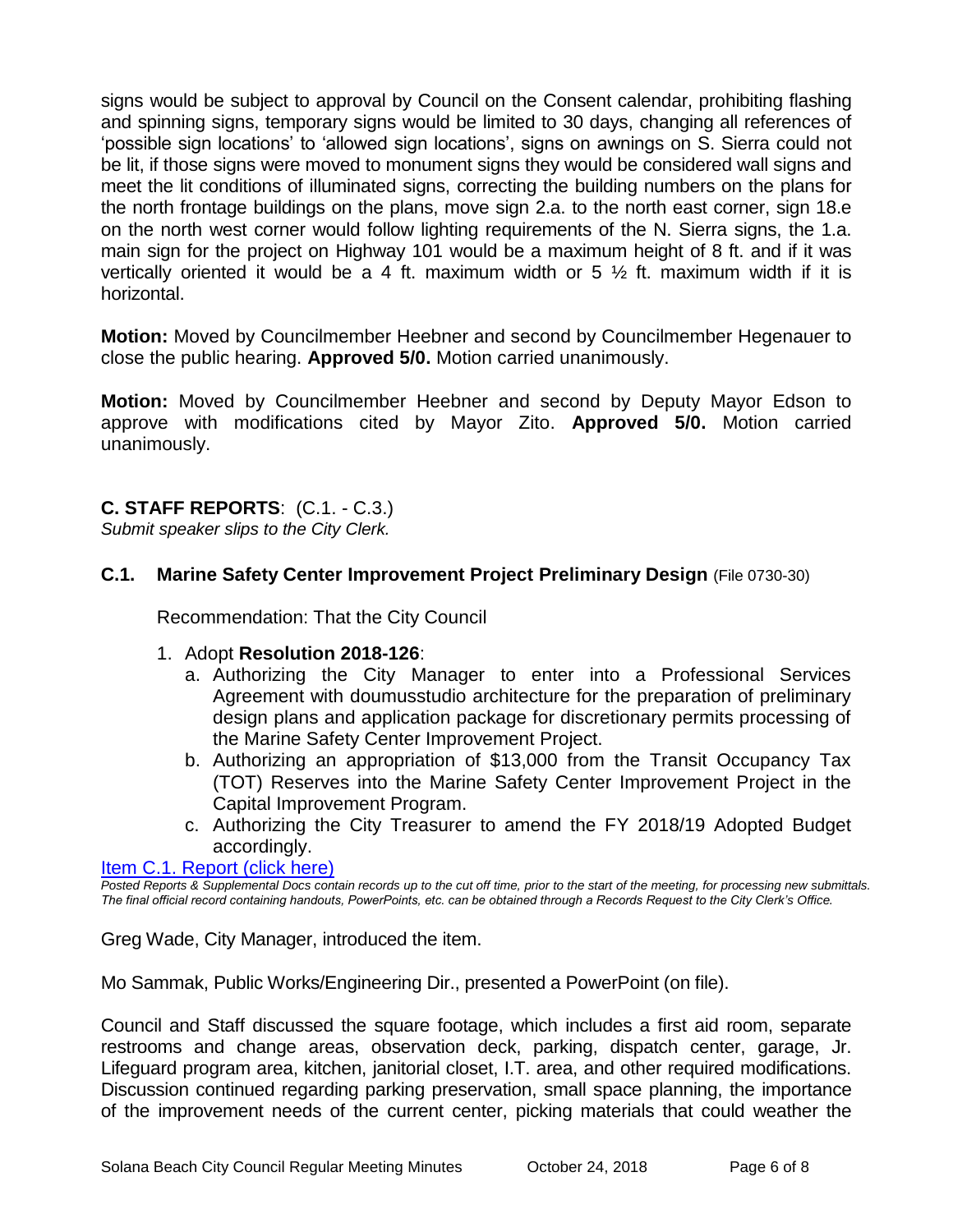signs would be subject to approval by Council on the Consent calendar, prohibiting flashing and spinning signs, temporary signs would be limited to 30 days, changing all references of 'possible sign locations' to 'allowed sign locations', signs on awnings on S. Sierra could not be lit, if those signs were moved to monument signs they would be considered wall signs and meet the lit conditions of illuminated signs, correcting the building numbers on the plans for the north frontage buildings on the plans, move sign 2.a. to the north east corner, sign 18.e on the north west corner would follow lighting requirements of the N. Sierra signs, the 1.a. main sign for the project on Highway 101 would be a maximum height of 8 ft. and if it was vertically oriented it would be a 4 ft. maximum width or 5 ½ ft. maximum width if it is horizontal.

**Motion:** Moved by Councilmember Heebner and second by Councilmember Hegenauer to close the public hearing. **Approved 5/0.** Motion carried unanimously.

**Motion:** Moved by Councilmember Heebner and second by Deputy Mayor Edson to approve with modifications cited by Mayor Zito. **Approved 5/0.** Motion carried unanimously.

## C. STAFF REPORTS: (C.1. - C.3.)

*Submit speaker slips to the City Clerk.*

### C.1. Marine Safety Center Improvement Project Preliminary Design (File 0730-30)

Recommendation: That the City Council

1. Adopt **Resolution 2018-126**:
   a. Authorizing the City Manager to enter into a Professional Services Agreement with doumusstudio architecture for the preparation of preliminary design plans and application package for discretionary permits processing of the Marine Safety Center Improvement Project.
   b. Authorizing an appropriation of $13,000 from the Transit Occupancy Tax (TOT) Reserves into the Marine Safety Center Improvement Project in the Capital Improvement Program.
   c. Authorizing the City Treasurer to amend the FY 2018/19 Adopted Budget accordingly.

[Item C.1. Report (click here)]

*Posted Reports & Supplemental Docs contain records up to the cut off time, prior to the start of the meeting, for processing new submittals. The final official record containing handouts, PowerPoints, etc. can be obtained through a Records Request to the City Clerk's Office.*

Greg Wade, City Manager, introduced the item.

Mo Sammak, Public Works/Engineering Dir., presented a PowerPoint (on file).

Council and Staff discussed the square footage, which includes a first aid room, separate restrooms and change areas, observation deck, parking, dispatch center, garage, Jr. Lifeguard program area, kitchen, janitorial closet, I.T. area, and other required modifications. Discussion continued regarding parking preservation, small space planning, the importance of the improvement needs of the current center, picking materials that could weather the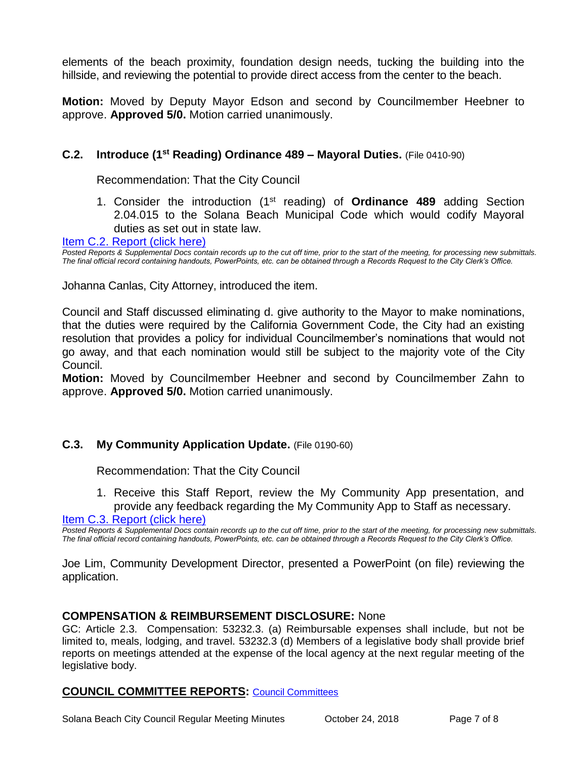elements of the beach proximity, foundation design needs, tucking the building into the hillside, and reviewing the potential to provide direct access from the center to the beach.

**Motion:** Moved by Deputy Mayor Edson and second by Councilmember Heebner to approve. **Approved 5/0.** Motion carried unanimously.

### C.2. Introduce (1st Reading) Ordinance 489 – Mayoral Duties. (File 0410-90)

Recommendation: That the City Council

1. Consider the introduction (1st reading) of **Ordinance 489** adding Section 2.04.015 to the Solana Beach Municipal Code which would codify Mayoral duties as set out in state law.

[Item C.2. Report (click here)]

*Posted Reports & Supplemental Docs contain records up to the cut off time, prior to the start of the meeting, for processing new submittals. The final official record containing handouts, PowerPoints, etc. can be obtained through a Records Request to the City Clerk's Office.*

Johanna Canlas, City Attorney, introduced the item.

Council and Staff discussed eliminating d. give authority to the Mayor to make nominations, that the duties were required by the California Government Code, the City had an existing resolution that provides a policy for individual Councilmember's nominations that would not go away, and that each nomination would still be subject to the majority vote of the City Council.

**Motion:** Moved by Councilmember Heebner and second by Councilmember Zahn to approve. **Approved 5/0.** Motion carried unanimously.

### C.3. My Community Application Update. (File 0190-60)

Recommendation: That the City Council

1. Receive this Staff Report, review the My Community App presentation, and provide any feedback regarding the My Community App to Staff as necessary.

[Item C.3. Report (click here)]

*Posted Reports & Supplemental Docs contain records up to the cut off time, prior to the start of the meeting, for processing new submittals. The final official record containing handouts, PowerPoints, etc. can be obtained through a Records Request to the City Clerk's Office.*

Joe Lim, Community Development Director, presented a PowerPoint (on file) reviewing the application.

## COMPENSATION & REIMBURSEMENT DISCLOSURE: None

GC: Article 2.3. Compensation: 53232.3. (a) Reimbursable expenses shall include, but not be limited to, meals, lodging, and travel. 53232.3 (d) Members of a legislative body shall provide brief reports on meetings attended at the expense of the local agency at the next regular meeting of the legislative body.

## COUNCIL COMMITTEE REPORTS: [Council Committees]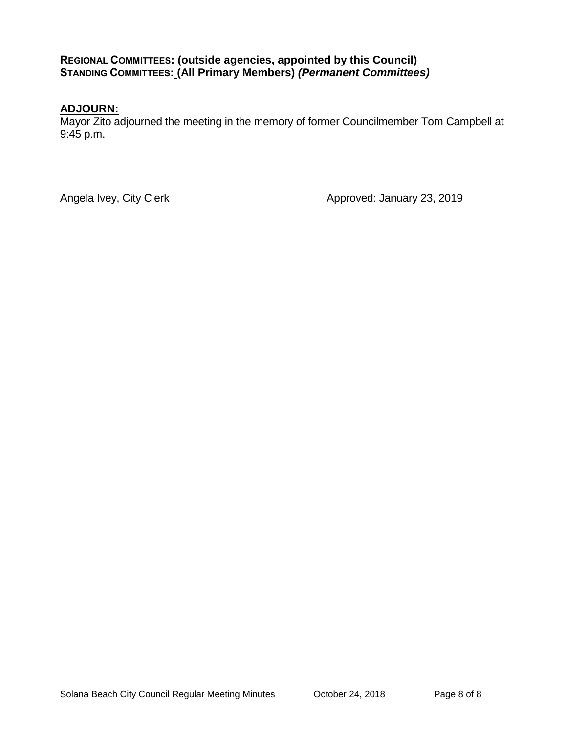**REGIONAL COMMITTEES: (outside agencies, appointed by this Council)**
**STANDING COMMITTEES: (All Primary Members)** ***(Permanent Committees)***

## ADJOURN:

Mayor Zito adjourned the meeting in the memory of former Councilmember Tom Campbell at 9:45 p.m.

Angela Ivey, City Clerk

Approved: January 23, 2019